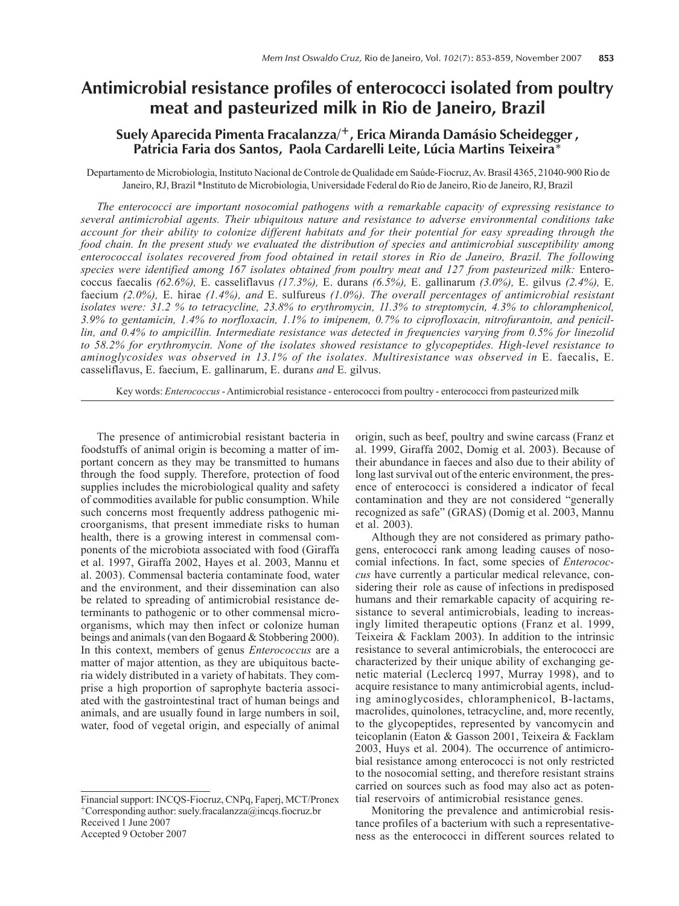# Antimicrobial resistance profiles of enterococci isolated from poultry meat and pasteurized milk in Rio de Janeiro, Brazil

**Suely Aparecida Pimenta Fracalanza/[+], Erica Miranda Damásio Scheidegger, Patricia Faria dos Santos, Paola Cardarelli Leite, Lúcia Martins Teixeira***

Departamento de Microbiologia, Instituto Nacional de Controle de Qualidade em Saúde-Fiocruz, Av. Brasil 4365, 21040-900 Rio de Janeiro, RJ, Brazil *Instituto de Microbiologia, Universidade Federal do Rio de Janeiro, Rio de Janeiro, RJ, Brazil

*The enterococci are important nosocomial pathogens with a remarkable capacity of expressing resistance to several antimicrobial agents. Their ubiquitous nature and resistance to adverse environmental conditions take account for their ability to colonize different habitats and for their potential for easy spreading through the food chain. In the present study we evaluated the distribution of species and antimicrobial susceptibility among enterococcal isolates recovered from food obtained in retail stores in Rio de Janeiro, Brazil. The following species were identified among 167 isolates obtained from poultry meat and 127 from pasteurized milk:* Enterococcus faecalis *(62.6%),* E. casseliflavus *(17.3%),* E. durans *(6.5%),* E. gallinarum *(3.0%),* E. gilvus *(2.4%),* E. faecium *(2.0%),* E. hirae *(1.4%), and* E. sulfureus *(1.0%). The overall percentages of antimicrobial resistant isolates were: 31.2 % to tetracycline, 23.8% to erythromycin, 11.3% to streptomycin, 4.3% to chloramphenicol, 3.9% to gentamicin, 1.4% to norfloxacin, 1.1% to imipenem, 0.7% to ciprofloxacin, nitrofurantoin, and penicillin, and 0.4% to ampicillin. Intermediate resistance was detected in frequencies varying from 0.5% for linezolid to 58.2% for erythromycin. None of the isolates showed resistance to glycopeptides. High-level resistance to aminoglycosides was observed in 13.1% of the isolates. Multiresistance was observed in* E. faecalis, E. casseliflavus, E. faecium, E. gallinarum, E. durans *and* E. gilvus.

Key words: *Enterococcus* - Antimicrobial resistance - enterococci from poultry - enterococci from pasteurized milk

The presence of antimicrobial resistant bacteria in foodstuffs of animal origin is becoming a matter of important concern as they may be transmitted to humans through the food supply. Therefore, protection of food supplies includes the microbiological quality and safety of commodities available for public consumption. While such concerns most frequently address pathogenic microorganisms, that present immediate risks to human health, there is a growing interest in commensal components of the microbiota associated with food (Giraffa et al. 1997, Giraffa 2002, Hayes et al. 2003, Mannu et al. 2003). Commensal bacteria contaminate food, water and the environment, and their dissemination can also be related to spreading of antimicrobial resistance determinants to pathogenic or to other commensal microorganisms, which may then infect or colonize human beings and animals (van den Bogaard & Stobbering 2000). In this context, members of genus *Enterococcus* are a matter of major attention, as they are ubiquitous bacteria widely distributed in a variety of habitats. They comprise a high proportion of saprophyte bacteria associated with the gastrointestinal tract of human beings and animals, and are usually found in large numbers in soil, water, food of vegetal origin, and especially of animal origin, such as beef, poultry and swine carcass (Franz et al. 1999, Giraffa 2002, Domig et al. 2003). Because of their abundance in faeces and also due to their ability of long last survival out of the enteric environment, the presence of enterococci is considered a indicator of fecal contamination and they are not considered "generally recognized as safe" (GRAS) (Domig et al. 2003, Mannu et al. 2003).

Although they are not considered as primary pathogens, enterococci rank among leading causes of nosocomial infections. In fact, some species of *Enterococcus* have currently a particular medical relevance, considering their role as cause of infections in predisposed humans and their remarkable capacity of acquiring resistance to several antimicrobials, leading to increasingly limited therapeutic options (Franz et al. 1999, Teixeira & Facklam 2003). In addition to the intrinsic resistance to several antimicrobials, the enterococci are characterized by their unique ability of exchanging genetic material (Leclercq 1997, Murray 1998), and to acquire resistance to many antimicrobial agents, including aminoglycosides, chloramphenicol, B-lactams, macrolides, quinolones, tetracycline, and, more recently, to the glycopeptides, represented by vancomycin and teicoplanin (Eaton & Gasson 2001, Teixeira & Facklam 2003, Huys et al. 2004). The occurrence of antimicrobial resistance among enterococci is not only restricted to the nosocomial setting, and therefore resistant strains carried on sources such as food may also act as potential reservoirs of antimicrobial resistance genes.

Monitoring the prevalence and antimicrobial resistance profiles of a bacterium with such a representativeness as the enterococci in different sources related to

Financial support: INCQS-Fiocruz, CNPq, Faperj, MCT/Pronex
[+]Corresponding author: suely.fracalanzza@incqs.fiocruz.br
Received 1 June 2007
Accepted 9 October 2007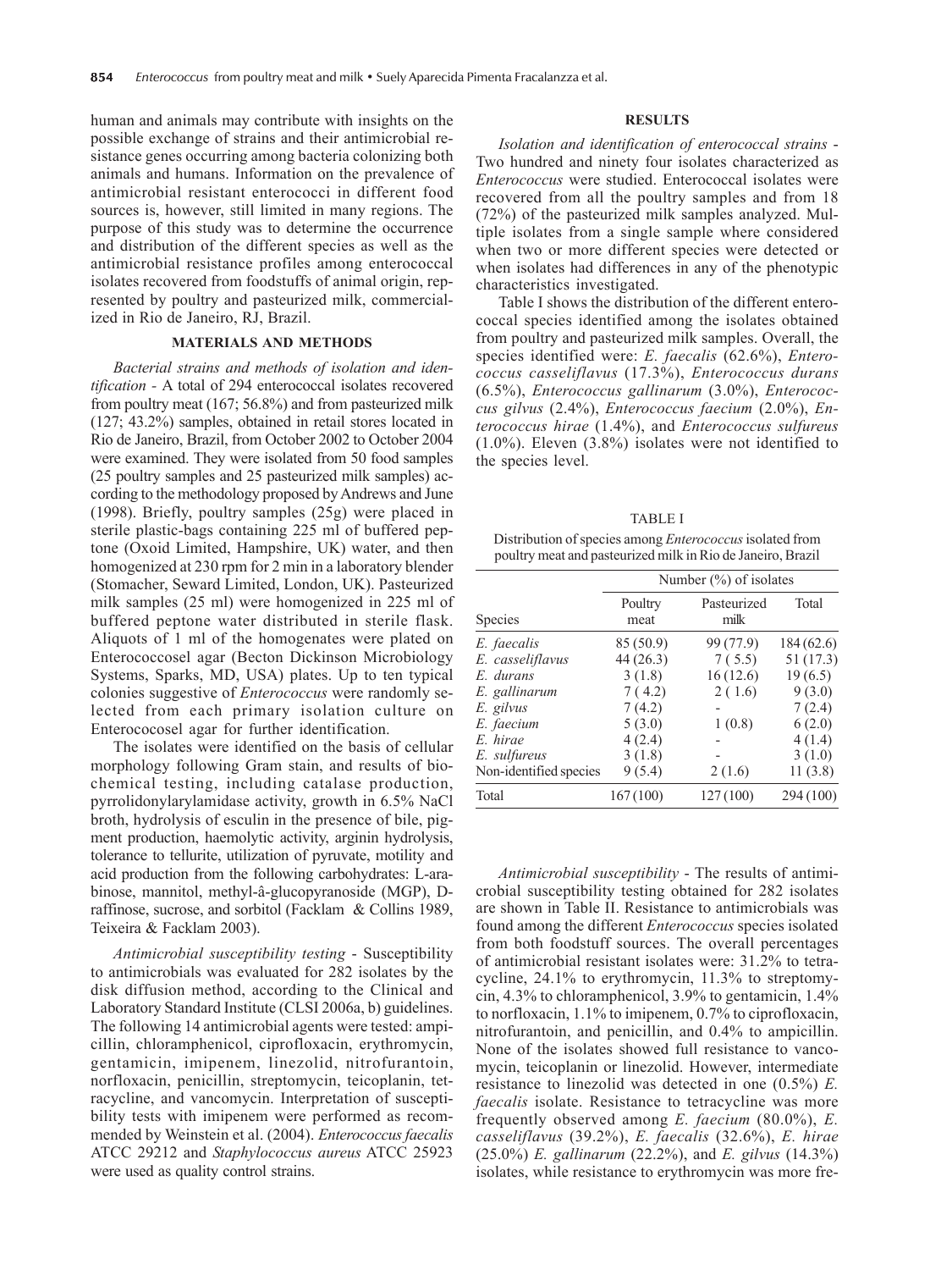human and animals may contribute with insights on the possible exchange of strains and their antimicrobial resistance genes occurring among bacteria colonizing both animals and humans. Information on the prevalence of antimicrobial resistant enterococci in different food sources is, however, still limited in many regions. The purpose of this study was to determine the occurrence and distribution of the different species as well as the antimicrobial resistance profiles among enterococcal isolates recovered from foodstuffs of animal origin, represented by poultry and pasteurized milk, commercialized in Rio de Janeiro, RJ, Brazil.

## MATERIALS AND METHODS

*Bacterial strains and methods of isolation and identification* - A total of 294 enterococcal isolates recovered from poultry meat (167; 56.8%) and from pasteurized milk (127; 43.2%) samples, obtained in retail stores located in Rio de Janeiro, Brazil, from October 2002 to October 2004 were examined. They were isolated from 50 food samples (25 poultry samples and 25 pasteurized milk samples) according to the methodology proposed by Andrews and June (1998). Briefly, poultry samples (25g) were placed in sterile plastic-bags containing 225 ml of buffered peptone (Oxoid Limited, Hampshire, UK) water, and then homogenized at 230 rpm for 2 min in a laboratory blender (Stomacher, Seward Limited, London, UK). Pasteurized milk samples (25 ml) were homogenized in 225 ml of buffered peptone water distributed in sterile flask. Aliquots of 1 ml of the homogenates were plated on Enterococcosel agar (Becton Dickinson Microbiology Systems, Sparks, MD, USA) plates. Up to ten typical colonies suggestive of *Enterococcus* were randomly selected from each primary isolation culture on Enterococosel agar for further identification.

The isolates were identified on the basis of cellular morphology following Gram stain, and results of biochemical testing, including catalase production, pyrrolidonylarylamidase activity, growth in 6.5% NaCl broth, hydrolysis of esculin in the presence of bile, pigment production, haemolytic activity, arginin hydrolysis, tolerance to tellurite, utilization of pyruvate, motility and acid production from the following carbohydrates: L-arabinose, mannitol, methyl-â-glucopyranoside (MGP), D-raffinose, sucrose, and sorbitol (Facklam & Collins 1989, Teixeira & Facklam 2003).

*Antimicrobial susceptibility testing* - Susceptibility to antimicrobials was evaluated for 282 isolates by the disk diffusion method, according to the Clinical and Laboratory Standard Institute (CLSI 2006a, b) guidelines. The following 14 antimicrobial agents were tested: ampicillin, chloramphenicol, ciprofloxacin, erythromycin, gentamicin, imipenem, linezolid, nitrofurantoin, norfloxacin, penicillin, streptomycin, teicoplanin, tetracycline, and vancomycin. Interpretation of susceptibility tests with imipenem were performed as recommended by Weinstein et al. (2004). *Enterococcus faecalis* ATCC 29212 and *Staphylococcus aureus* ATCC 25923 were used as quality control strains.

## RESULTS

*Isolation and identification of enterococcal strains* - Two hundred and ninety four isolates characterized as *Enterococcus* were studied. Enterococcal isolates were recovered from all the poultry samples and from 18 (72%) of the pasteurized milk samples analyzed. Multiple isolates from a single sample where considered when two or more different species were detected or when isolates had differences in any of the phenotypic characteristics investigated.

Table I shows the distribution of the different enterococcal species identified among the isolates obtained from poultry and pasteurized milk samples. Overall, the species identified were: *E. faecalis* (62.6%), *Enterococcus casseliflavus* (17.3%), *Enterococcus durans* (6.5%), *Enterococcus gallinarum* (3.0%), *Enterococcus gilvus* (2.4%), *Enterococcus faecium* (2.0%), *Enterococcus hirae* (1.4%), and *Enterococcus sulfureus* (1.0%). Eleven (3.8%) isolates were not identified to the species level.

TABLE I

Distribution of species among *Enterococcus* isolated from poultry meat and pasteurized milk in Rio de Janeiro, Brazil

| | Number (%) of isolates | | |
|---|---|---|---|
| Species | Poultry meat | Pasteurized milk | Total |
| *E. faecalis* | 85 (50.9) | 99 (77.9) | 184 (62.6) |
| *E. casseliflavus* | 44 (26.3) | 7 ( 5.5) | 51 (17.3) |
| *E. durans* | 3 (1.8) | 16 (12.6) | 19 (6.5) |
| *E. gallinarum* | 7 ( 4.2) | 2 ( 1.6) | 9 (3.0) |
| *E. gilvus* | 7 (4.2) | - | 7 (2.4) |
| *E. faecium* | 5 (3.0) | 1 (0.8) | 6 (2.0) |
| *E. hirae* | 4 (2.4) | - | 4 (1.4) |
| *E. sulfureus* | 3 (1.8) | - | 3 (1.0) |
| Non-identified species | 9 (5.4) | 2 (1.6) | 11 (3.8) |
| Total | 167 (100) | 127 (100) | 294 (100) |

*Antimicrobial susceptibility* - The results of antimicrobial susceptibility testing obtained for 282 isolates are shown in Table II. Resistance to antimicrobials was found among the different *Enterococcus* species isolated from both foodstuff sources. The overall percentages of antimicrobial resistant isolates were: 31.2% to tetracycline, 24.1% to erythromycin, 11.3% to streptomycin, 4.3% to chloramphenicol, 3.9% to gentamicin, 1.4% to norfloxacin, 1.1% to imipenem, 0.7% to ciprofloxacin, nitrofurantoin, and penicillin, and 0.4% to ampicillin. None of the isolates showed full resistance to vancomycin, teicoplanin or linezolid. However, intermediate resistance to linezolid was detected in one (0.5%) *E. faecalis* isolate. Resistance to tetracycline was more frequently observed among *E. faecium* (80.0%), *E. casseliflavus* (39.2%), *E. faecalis* (32.6%), *E. hirae* (25.0%) *E. gallinarum* (22.2%), and *E. gilvus* (14.3%) isolates, while resistance to erythromycin was more fre-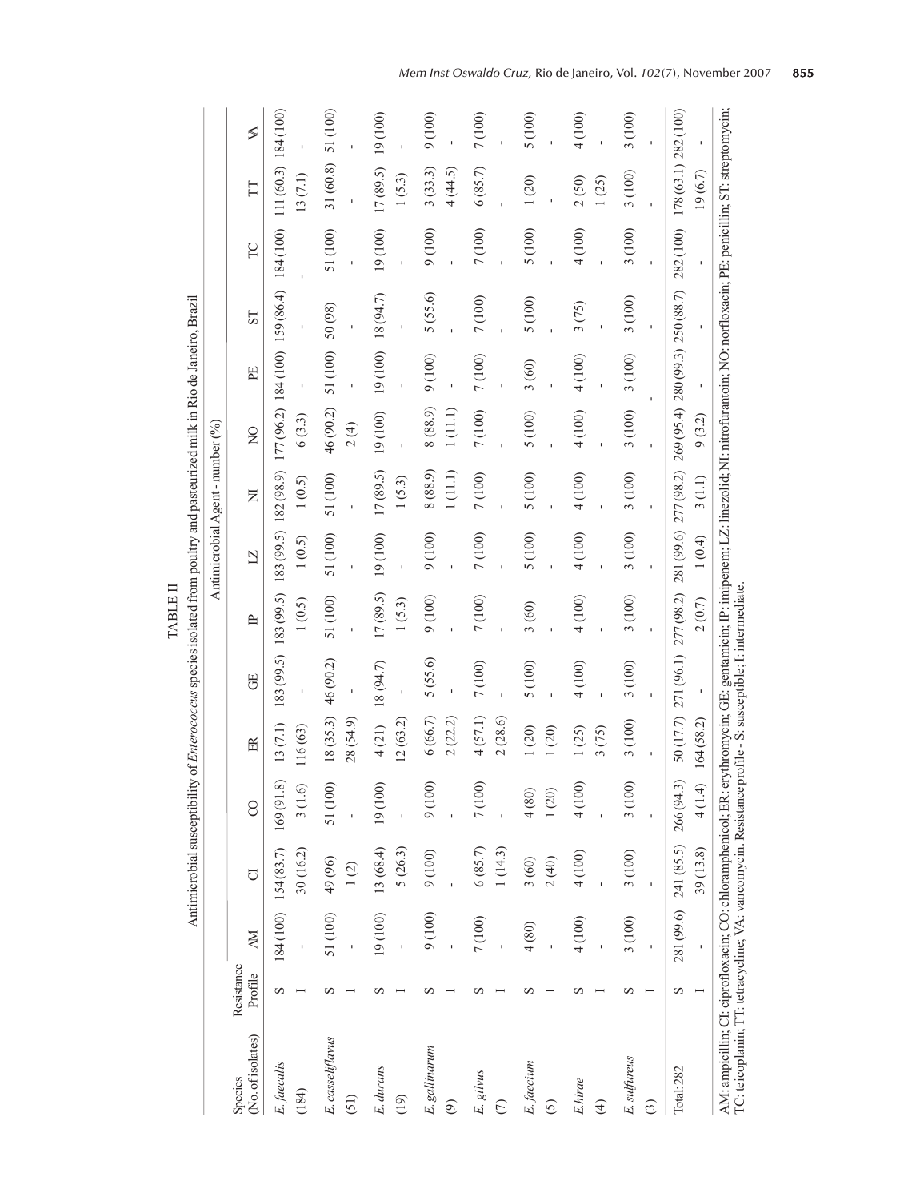TABLE II

Antimicrobial susceptibility of *Enterococcus* species isolated from poultry and pasteurized milk in Rio de Janeiro, Brazil

| Species (No. of isolates) | Resistance Profile | Antimicrobial Agent - number (%) | | | | | | | | | | | | | |
|---|---|---|---|---|---|---|---|---|---|---|---|---|---|---|---|
| | | AM | CI | CO | ER | GE | IP | LZ | NI | NO | PE | ST | TC | TT | VA |
| *E. faecalis* | S | 184 (100) | 154 (83.7) | 169 (91.8) | 13 (7.1) | 183 (99.5) | 183 (99.5) | 183 (99.5) | 182 (98.9) | 177 (96.2) | 184 (100) | 159 (86.4) | 184 (100) | 111 (60.3) | 184 (100) |
| (184) | I | - | 30 (16.2) | 3 (1.6) | 116 (63) | - | 1 (0.5) | 1 (0.5) | 1 (0.5) | 6 (3.3) | - | - | - | 13 (7.1) | - |
| *E. casseliflavus* | S | 51 (100) | 49 (96) | 51 (100) | 18 (35.3) | 46 (90.2) | 51 (100) | 51 (100) | 51 (100) | 46 (90.2) | 51 (100) | 50 (98) | 51 (100) | 31 (60.8) | 51 (100) |
| (51) | I | - | 1 (2) | - | 28 (54.9) | - | - | - | - | 2 (4) | - | - | - | - | - |
| *E. durans* | S | 19 (100) | 13 (68.4) | 19 (100) | 4 (21) | 18 (94.7) | 17 (89.5) | 19 (100) | 17 (89.5) | 19 (100) | 19 (100) | 18 (94.7) | 19 (100) | 17 (89.5) | 19 (100) |
| (19) | I | - | 5 (26.3) | - | 12 (63.2) | - | 1 (5.3) | - | 1 (5.3) | - | - | - | - | 1 (5.3) | - |
| *E. gallinarum* | S | 9 (100) | 9 (100) | 9 (100) | 6 (66.7) | 5 (55.6) | 9 (100) | 9 (100) | 8 (88.9) | 8 (88.9) | 9 (100) | 5 (55.6) | 9 (100) | 3 (33.3) | 9 (100) |
| (9) | I | - | - | - | 2 (22.2) | - | - | - | 1 (11.1) | 1 (11.1) | - | - | - | 4 (44.5) | - |
| *E. gilvus* | S | 7 (100) | 6 (85.7) | 7 (100) | 4 (57.1) | 7 (100) | 7 (100) | 7 (100) | 7 (100) | 7 (100) | 7 (100) | 7 (100) | 7 (100) | 6 (85.7) | 7 (100) |
| (7) | I | - | 1 (14.3) | - | 2 (28.6) | - | - | - | - | - | - | - | - | - | - |
| *E. faecium* | S | 4 (80) | 3 (60) | 4 (80) | 1 (20) | 5 (100) | 3 (60) | 5 (100) | 5 (100) | 5 (100) | 3 (60) | 5 (100) | 5 (100) | 1 (20) | 5 (100) |
| (5) | I | - | 2 (40) | 1 (20) | 1 (20) | - | - | - | - | - | - | - | - | - | - |
| *E. hirae* | S | 4 (100) | 4 (100) | 4 (100) | 1 (25) | 4 (100) | 4 (100) | 4 (100) | 4 (100) | 4 (100) | 4 (100) | 3 (75) | 4 (100) | 2 (50) | 4 (100) |
| (4) | I | - | - | - | 3 (75) | - | - | - | - | - | - | - | - | 1 (25) | - |
| *E. sulfureus* | S | 3 (100) | 3 (100) | 3 (100) | 3 (100) | 3 (100) | 3 (100) | 3 (100) | 3 (100) | 3 (100) | 3 (100) | 3 (100) | 3 (100) | 3 (100) | 3 (100) |
| (3) | I | - | - | - | - | - | - | - | - | - | - | - | - | - | - |
| Total: 282 | S | 281 (99.6) | 241 (85.5) | 266 (94.3) | 50 (17.7) | 271 (96.1) | 277 (98.2) | 281 (99.6) | 277 (98.2) | 269 (95.4) | 280 (99.3) | 250 (88.7) | 282 (100) | 178 (63.1) | 282 (100) |
| | I | - | 39 (13.8) | 4 (1.4) | 164 (58.2) | - | 2 (0.7) | 1 (0.4) | 3 (1.1) | 9 (3.2) | - | - | - | 19 (6.7) | - |

AM: ampicillin; CI: ciprofloxacin; CO: chloramphenicol; ER: erythromycin; GE: gentamicin; IP: imipenem; LZ: linezolid; NI: nitrofurantoin; NO: norfloxacin; PE: penicillin; ST: streptomycin; TC: teicoplanin; TT: tetracycline; VA: vancomycin. Resistance profile - S: susceptible; I: intermediate.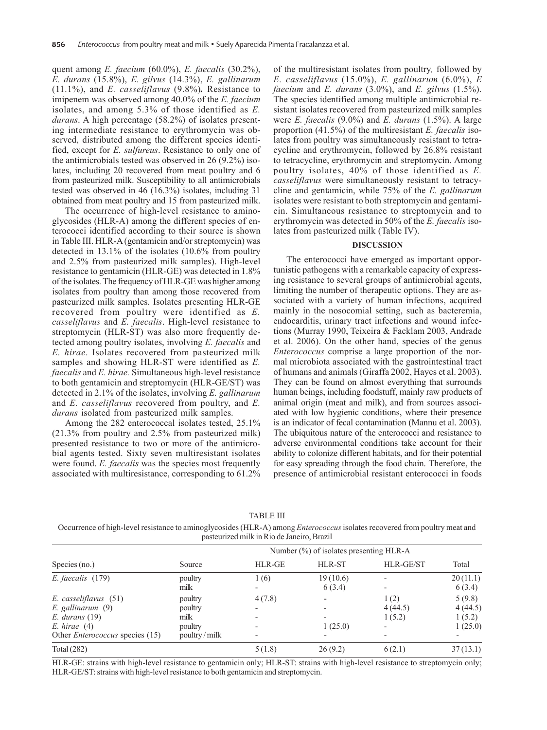quent among *E. faecium* (60.0%), *E. faecalis* (30.2%), *E. durans* (15.8%), *E. gilvus* (14.3%), *E. gallinarum* (11.1%), and *E. casseliflavus* (9.8%)**.** Resistance to imipenem was observed among 40.0% of the *E. faecium* isolates, and among 5.3% of those identified as *E. durans*. A high percentage (58.2%) of isolates presenting intermediate resistance to erythromycin was observed, distributed among the different species identified, except for *E. sulfureus*. Resistance to only one of the antimicrobials tested was observed in 26 (9.2%) isolates, including 20 recovered from meat poultry and 6 from pasteurized milk. Susceptibility to all antimicrobials tested was observed in 46 (16.3%) isolates, including 31 obtained from meat poultry and 15 from pasteurized milk.

The occurrence of high-level resistance to aminoglycosides (HLR-A) among the different species of enterococci identified according to their source is shown in Table III. HLR-A (gentamicin and/or streptomycin) was detected in 13.1% of the isolates (10.6% from poultry and 2.5% from pasteurized milk samples). High-level resistance to gentamicin (HLR-GE) was detected in 1.8% of the isolates. The frequency of HLR-GE was higher among isolates from poultry than among those recovered from pasteurized milk samples. Isolates presenting HLR-GE recovered from poultry were identified as *E. casseliflavus* and *E. faecalis*. High-level resistance to streptomycin (HLR-ST) was also more frequently detected among poultry isolates, involving *E. faecalis* and *E. hirae*. Isolates recovered from pasteurized milk samples and showing HLR-ST were identified as *E. faecalis* and *E. hirae.* Simultaneous high-level resistance to both gentamicin and streptomycin (HLR-GE/ST) was detected in 2.1% of the isolates, involving *E. gallinarum* and *E. casseliflavus* recovered from poultry, and *E. durans* isolated from pasteurized milk samples.

Among the 282 enterococcal isolates tested, 25.1% (21.3% from poultry and 2.5% from pasteurized milk) presented resistance to two or more of the antimicrobial agents tested. Sixty seven multiresistant isolates were found. *E. faecalis* was the species most frequently associated with multiresistance, corresponding to 61.2% of the multiresistant isolates from poultry*,* followed by *E. casseliflavus* (15.0%), *E. gallinarum* (6.0%), *E faecium* and *E. durans* (3.0%), and *E. gilvus* (1.5%). The species identified among multiple antimicrobial resistant isolates recovered from pasteurized milk samples were *E. faecalis* (9.0%) and *E. durans* (1.5%). A large proportion (41.5%) of the multiresistant *E. faecalis* isolates from poultry was simultaneously resistant to tetracycline and erythromycin, followed by 26.8% resistant to tetracycline, erythromycin and streptomycin. Among poultry isolates, 40% of those identified as *E. casseliflavus* were simultaneously resistant to tetracycline and gentamicin, while 75% of the *E. gallinarum* isolates were resistant to both streptomycin and gentamicin. Simultaneous resistance to streptomycin and to erythromycin was detected in 50% of the *E. faecalis* isolates from pasteurized milk (Table IV).

## DISCUSSION

The enterococci have emerged as important opportunistic pathogens with a remarkable capacity of expressing resistance to several groups of antimicrobial agents, limiting the number of therapeutic options. They are associated with a variety of human infections, acquired mainly in the nosocomial setting, such as bacteremia, endocarditis, urinary tract infections and wound infections (Murray 1990, Teixeira & Facklam 2003, Andrade et al. 2006). On the other hand, species of the genus *Enterococcus* comprise a large proportion of the normal microbiota associated with the gastrointestinal tract of humans and animals (Giraffa 2002, Hayes et al. 2003). They can be found on almost everything that surrounds human beings, including foodstuff, mainly raw products of animal origin (meat and milk), and from sources associated with low hygienic conditions, where their presence is an indicator of fecal contamination (Mannu et al. 2003). The ubiquitous nature of the enterococci and resistance to adverse environmental conditions take account for their ability to colonize different habitats, and for their potential for easy spreading through the food chain. Therefore, the presence of antimicrobial resistant enterococci in foods

TABLE III

Occurrence of high-level resistance to aminoglycosides (HLR-A) among *Enterococcus* isolates recovered from poultry meat and pasteurized milk in Rio de Janeiro, Brazil

| Species (no.) | Source | Number (%) of isolates presenting HLR-A | | | |
|---|---|---|---|---|---|
| | | HLR-GE | HLR-ST | HLR-GE/ST | Total |
| *E. faecalis* (179) | poultry | 1 (6) | 19 (10.6) | - | 20 (11.1) |
| | milk | - | 6 (3.4) | - | 6 (3.4) |
| *E. casseliflavus* (51) | poultry | 4 (7.8) | - | 1 (2) | 5 (9.8) |
| *E. gallinarum* (9) | poultry | - | - | 4 (44.5) | 4 (44.5) |
| *E. durans* (19) | milk | - | - | 1 (5.2) | 1 (5.2) |
| *E. hirae* (4) | poultry | - | 1 (25.0) | - | 1 (25.0) |
| Other *Enterococcus* species (15) | poultry / milk | - | - | - | - |
| Total (282) | | 5 (1.8) | 26 (9.2) | 6 (2.1) | 37 (13.1) |

HLR-GE: strains with high-level resistance to gentamicin only; HLR-ST: strains with high-level resistance to streptomycin only; HLR-GE/ST: strains with high-level resistance to both gentamicin and streptomycin.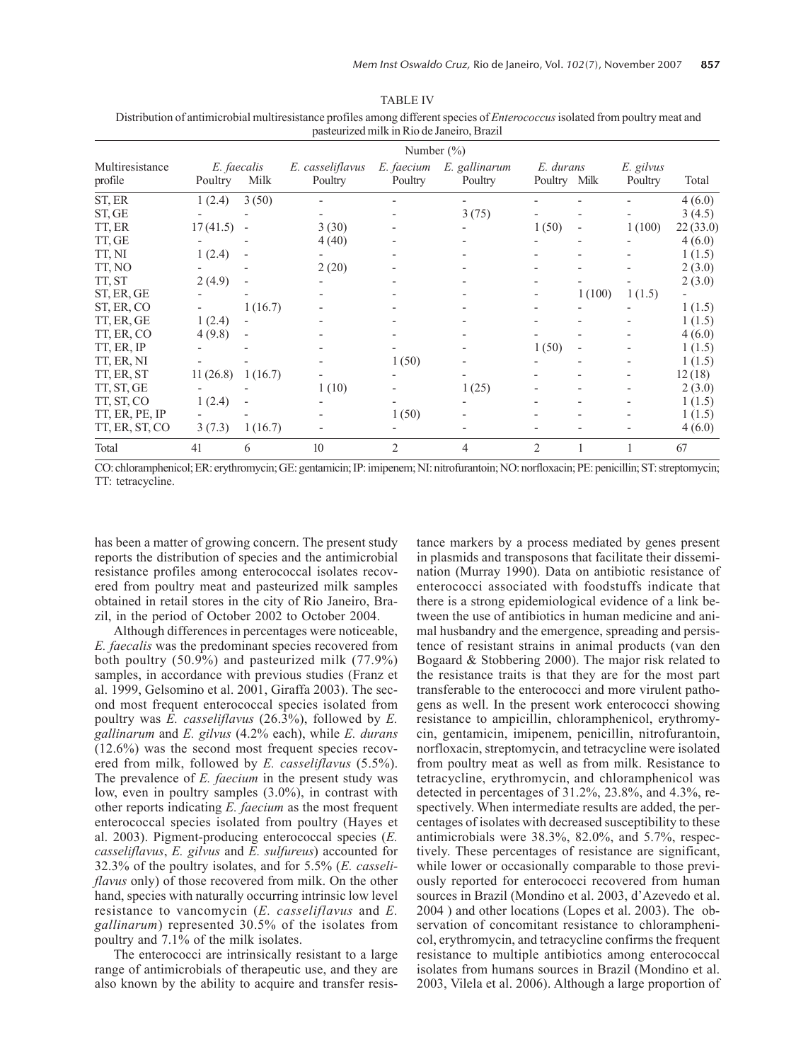TABLE IV

Distribution of antimicrobial multiresistance profiles among different species of *Enterococcus* isolated from poultry meat and pasteurized milk in Rio de Janeiro, Brazil

| Multiresistance profile | Number (%) | | | | | | | | |
|---|---|---|---|---|---|---|---|---|---|
| | *E. faecalis* | | *E. casseliflavus* | *E. faecium* | *E. gallinarum* | *E. durans* | | *E. gilvus* | Total |
| | Poultry | Milk | Poultry | Poultry | Poultry | Poultry | Milk | Poultry | |
| ST, ER | 1 (2.4) | 3 (50) | - | - | - | - | - | - | 4 (6.0) |
| ST, GE | - | - | - | - | 3 (75) | - | - | - | 3 (4.5) |
| TT, ER | 17 (41.5) | - | 3 (30) | - | - | 1 (50) | - | 1 (100) | 22 (33.0) |
| TT, GE | - | - | 4 (40) | - | - | - | - | - | 4 (6.0) |
| TT, NI | 1 (2.4) | - | - | - | - | - | - | - | 1 (1.5) |
| TT, NO | - | - | 2 (20) | - | - | - | - | - | 2 (3.0) |
| TT, ST | 2 (4.9) | - | - | - | - | - | - | - | 2 (3.0) |
| ST, ER, GE | - | - | - | - | - | - | 1 (100) | 1 (1.5) | - |
| ST, ER, CO | - | 1 (16.7) | - | - | - | - | - | - | 1 (1.5) |
| TT, ER, GE | 1 (2.4) | - | - | - | - | - | - | - | 1 (1.5) |
| TT, ER, CO | 4 (9.8) | - | - | - | - | - | - | - | 4 (6.0) |
| TT, ER, IP | - | - | - | - | - | 1 (50) | - | - | 1 (1.5) |
| TT, ER, NI | - | - | - | 1 (50) | - | - | - | - | 1 (1.5) |
| TT, ER, ST | 11 (26.8) | 1 (16.7) | - | - | - | - | - | - | 12 (18) |
| TT, ST, GE | - | - | 1 (10) | - | 1 (25) | - | - | - | 2 (3.0) |
| TT, ST, CO | 1 (2.4) | - | - | - | - | - | - | - | 1 (1.5) |
| TT, ER, PE, IP | - | - | - | 1 (50) | - | - | - | - | 1 (1.5) |
| TT, ER, ST, CO | 3 (7.3) | 1 (16.7) | - | - | - | - | - | - | 4 (6.0) |
| Total | 41 | 6 | 10 | 2 | 4 | 2 | 1 | 1 | 67 |

CO: chloramphenicol; ER: erythromycin; GE: gentamicin; IP: imipenem; NI: nitrofurantoin; NO: norfloxacin; PE: penicillin; ST: streptomycin; TT: tetracycline.

has been a matter of growing concern. The present study reports the distribution of species and the antimicrobial resistance profiles among enterococcal isolates recovered from poultry meat and pasteurized milk samples obtained in retail stores in the city of Rio Janeiro, Brazil, in the period of October 2002 to October 2004.

Although differences in percentages were noticeable, *E. faecalis* was the predominant species recovered from both poultry (50.9%) and pasteurized milk (77.9%) samples, in accordance with previous studies (Franz et al. 1999, Gelsomino et al. 2001, Giraffa 2003). The second most frequent enterococcal species isolated from poultry was *E. casseliflavus* (26.3%), followed by *E. gallinarum* and *E. gilvus* (4.2% each), while *E. durans* (12.6%) was the second most frequent species recovered from milk, followed by *E. casseliflavus* (5.5%). The prevalence of *E. faecium* in the present study was low, even in poultry samples (3.0%), in contrast with other reports indicating *E. faecium* as the most frequent enterococcal species isolated from poultry (Hayes et al. 2003). Pigment-producing enterococcal species (*E. casseliflavus*, *E. gilvus* and *E. sulfureus*) accounted for 32.3% of the poultry isolates, and for 5.5% (*E. casseliflavus* only) of those recovered from milk. On the other hand, species with naturally occurring intrinsic low level resistance to vancomycin (*E. casseliflavus* and *E. gallinarum*) represented 30.5% of the isolates from poultry and 7.1% of the milk isolates.

The enterococci are intrinsically resistant to a large range of antimicrobials of therapeutic use, and they are also known by the ability to acquire and transfer resistance markers by a process mediated by genes present in plasmids and transposons that facilitate their dissemination (Murray 1990). Data on antibiotic resistance of enterococci associated with foodstuffs indicate that there is a strong epidemiological evidence of a link between the use of antibiotics in human medicine and animal husbandry and the emergence, spreading and persistence of resistant strains in animal products (van den Bogaard & Stobbering 2000). The major risk related to the resistance traits is that they are for the most part transferable to the enterococci and more virulent pathogens as well. In the present work enterococci showing resistance to ampicillin, chloramphenicol, erythromycin, gentamicin, imipenem, penicillin, nitrofurantoin, norfloxacin, streptomycin, and tetracycline were isolated from poultry meat as well as from milk. Resistance to tetracycline, erythromycin, and chloramphenicol was detected in percentages of 31.2%, 23.8%, and 4.3%, respectively. When intermediate results are added, the percentages of isolates with decreased susceptibility to these antimicrobials were 38.3%, 82.0%, and 5.7%, respectively. These percentages of resistance are significant, while lower or occasionally comparable to those previously reported for enterococci recovered from human sources in Brazil (Mondino et al. 2003, d'Azevedo et al. 2004 ) and other locations (Lopes et al. 2003). The observation of concomitant resistance to chloramphenicol, erythromycin, and tetracycline confirms the frequent resistance to multiple antibiotics among enterococcal isolates from humans sources in Brazil (Mondino et al. 2003, Vilela et al. 2006). Although a large proportion of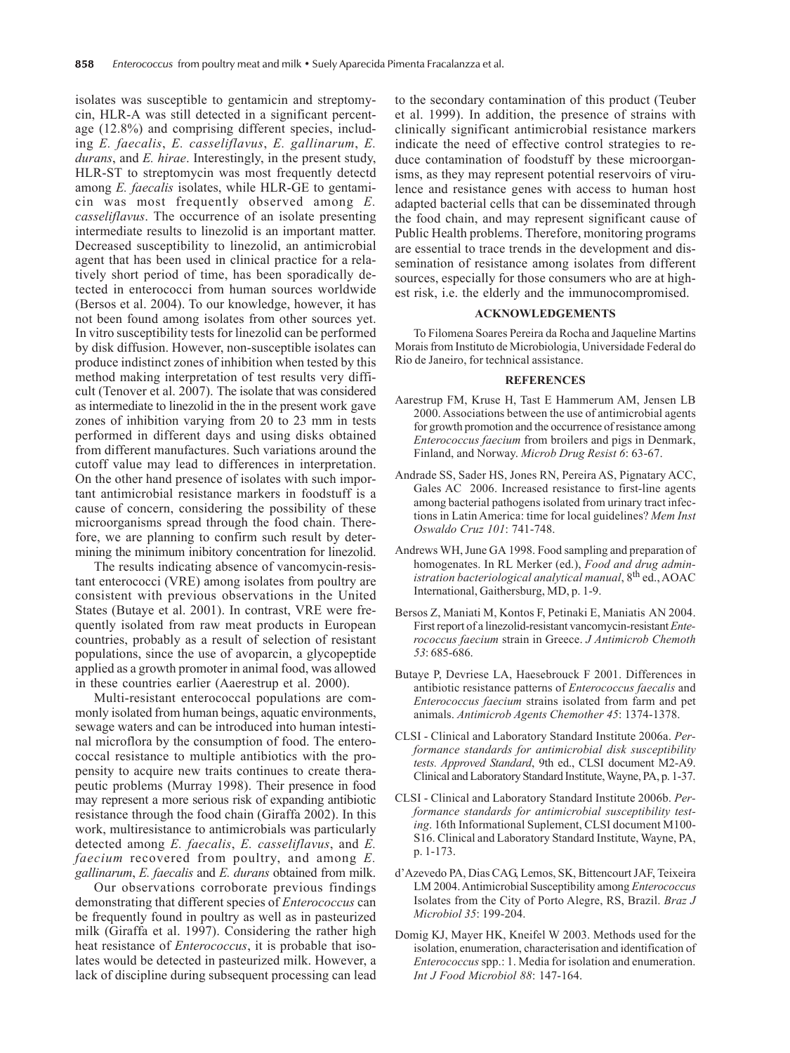isolates was susceptible to gentamicin and streptomycin, HLR-A was still detected in a significant percentage (12.8%) and comprising different species, including *E. faecalis*, *E. casseliflavus*, *E. gallinarum*, *E. durans*, and *E. hirae*. Interestingly, in the present study, HLR-ST to streptomycin was most frequently detectd among *E. faecalis* isolates, while HLR-GE to gentamicin was most frequently observed among *E. casseliflavus*. The occurrence of an isolate presenting intermediate results to linezolid is an important matter. Decreased susceptibility to linezolid, an antimicrobial agent that has been used in clinical practice for a relatively short period of time, has been sporadically detected in enterococci from human sources worldwide (Bersos et al. 2004). To our knowledge, however, it has not been found among isolates from other sources yet. In vitro susceptibility tests for linezolid can be performed by disk diffusion. However, non-susceptible isolates can produce indistinct zones of inhibition when tested by this method making interpretation of test results very difficult (Tenover et al. 2007). The isolate that was considered as intermediate to linezolid in the in the present work gave zones of inhibition varying from 20 to 23 mm in tests performed in different days and using disks obtained from different manufactures. Such variations around the cutoff value may lead to differences in interpretation. On the other hand presence of isolates with such important antimicrobial resistance markers in foodstuff is a cause of concern, considering the possibility of these microorganisms spread through the food chain. Therefore, we are planning to confirm such result by determining the minimum inibitory concentration for linezolid.

The results indicating absence of vancomycin-resistant enterococci (VRE) among isolates from poultry are consistent with previous observations in the United States (Butaye et al. 2001). In contrast, VRE were frequently isolated from raw meat products in European countries, probably as a result of selection of resistant populations, since the use of avoparcin, a glycopeptide applied as a growth promoter in animal food, was allowed in these countries earlier (Aaerestrup et al. 2000).

Multi-resistant enterococcal populations are commonly isolated from human beings, aquatic environments, sewage waters and can be introduced into human intestinal microflora by the consumption of food. The enterococcal resistance to multiple antibiotics with the propensity to acquire new traits continues to create therapeutic problems (Murray 1998). Their presence in food may represent a more serious risk of expanding antibiotic resistance through the food chain (Giraffa 2002). In this work, multiresistance to antimicrobials was particularly detected among *E. faecalis*, *E. casseliflavus*, and *E. faecium* recovered from poultry, and among *E. gallinarum*, *E. faecalis* and *E. durans* obtained from milk.

Our observations corroborate previous findings demonstrating that different species of *Enterococcus* can be frequently found in poultry as well as in pasteurized milk (Giraffa et al. 1997). Considering the rather high heat resistance of *Enterococcus*, it is probable that isolates would be detected in pasteurized milk. However, a lack of discipline during subsequent processing can lead to the secondary contamination of this product (Teuber et al. 1999). In addition, the presence of strains with clinically significant antimicrobial resistance markers indicate the need of effective control strategies to reduce contamination of foodstuff by these microorganisms, as they may represent potential reservoirs of virulence and resistance genes with access to human host adapted bacterial cells that can be disseminated through the food chain, and may represent significant cause of Public Health problems. Therefore, monitoring programs are essential to trace trends in the development and dissemination of resistance among isolates from different sources, especially for those consumers who are at highest risk, i.e. the elderly and the immunocompromised.

## ACKNOWLEDGEMENTS

To Filomena Soares Pereira da Rocha and Jaqueline Martins Morais from Instituto de Microbiologia, Universidade Federal do Rio de Janeiro, for technical assistance.

## REFERENCES

Aarestrup FM, Kruse H, Tast E Hammerum AM, Jensen LB 2000. Associations between the use of antimicrobial agents for growth promotion and the occurrence of resistance among *Enterococcus faecium* from broilers and pigs in Denmark, Finland, and Norway. *Microb Drug Resist 6*: 63-67.

Andrade SS, Sader HS, Jones RN, Pereira AS, Pignatary ACC, Gales AC 2006. Increased resistance to first-line agents among bacterial pathogens isolated from urinary tract infections in Latin America: time for local guidelines? *Mem Inst Oswaldo Cruz 101*: 741-748.

Andrews WH, June GA 1998. Food sampling and preparation of homogenates. In RL Merker (ed.), *Food and drug administration bacteriological analytical manual*, 8th ed., AOAC International, Gaithersburg, MD, p. 1-9.

Bersos Z, Maniati M, Kontos F, Petinaki E, Maniatis AN 2004. First report of a linezolid-resistant vancomycin-resistant *Enterococcus faecium* strain in Greece. *J Antimicrob Chemoth 53*: 685-686.

Butaye P, Devriese LA, Haesebrouck F 2001. Differences in antibiotic resistance patterns of *Enterococcus faecalis* and *Enterococcus faecium* strains isolated from farm and pet animals. *Antimicrob Agents Chemother 45*: 1374-1378.

CLSI - Clinical and Laboratory Standard Institute 2006a. *Performance standards for antimicrobial disk susceptibility tests. Approved Standard*, 9th ed., CLSI document M2-A9. Clinical and Laboratory Standard Institute, Wayne, PA, p. 1-37.

CLSI - Clinical and Laboratory Standard Institute 2006b. *Performance standards for antimicrobial susceptibility testing*. 16th Informational Suplement, CLSI document M100-S16. Clinical and Laboratory Standard Institute, Wayne, PA, p. 1-173.

d'Azevedo PA, Dias CAG, Lemos, SK, Bittencourt JAF, Teixeira LM 2004. Antimicrobial Susceptibility among *Enterococcus* Isolates from the City of Porto Alegre, RS, Brazil. *Braz J Microbiol 35*: 199-204.

Domig KJ, Mayer HK, Kneifel W 2003. Methods used for the isolation, enumeration, characterisation and identification of *Enterococcus* spp.: 1. Media for isolation and enumeration. *Int J Food Microbiol 88*: 147-164.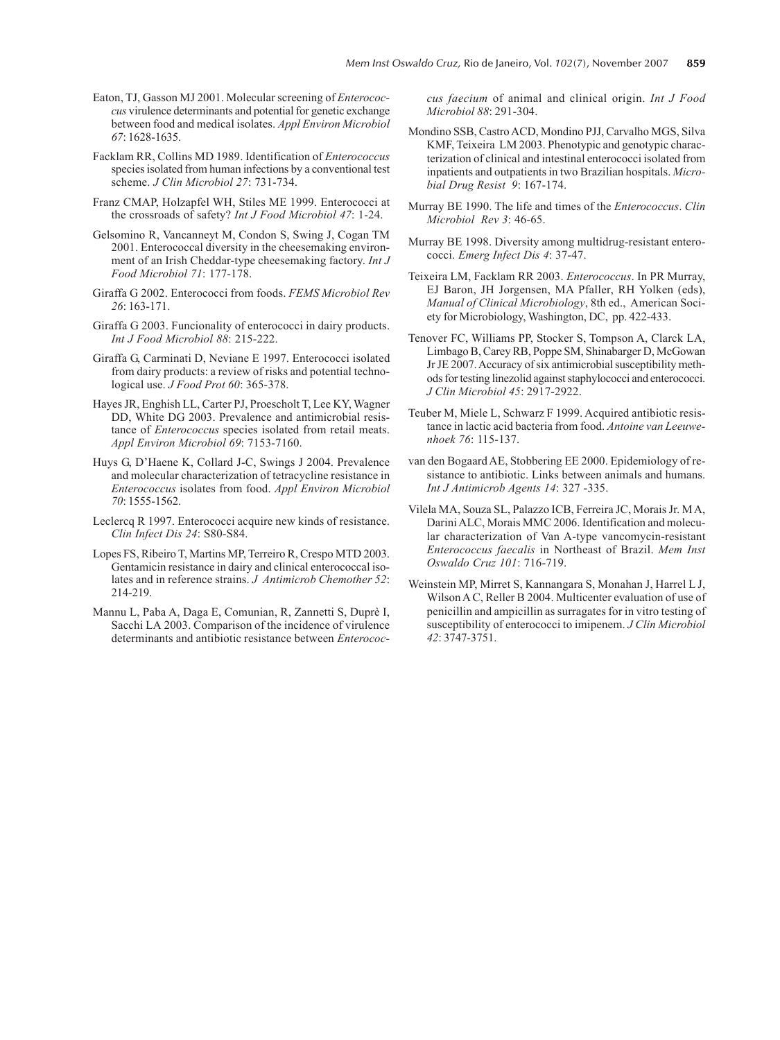Eaton, TJ, Gasson MJ 2001. Molecular screening of *Enterococcus* virulence determinants and potential for genetic exchange between food and medical isolates. *Appl Environ Microbiol 67*: 1628-1635.

Facklam RR, Collins MD 1989. Identification of *Enterococcus* species isolated from human infections by a conventional test scheme. *J Clin Microbiol 27*: 731-734.

Franz CMAP, Holzapfel WH, Stiles ME 1999. Enterococci at the crossroads of safety? *Int J Food Microbiol 47*: 1-24.

Gelsomino R, Vancanneyt M, Condon S, Swing J, Cogan TM 2001. Enterococcal diversity in the cheesemaking environment of an Irish Cheddar-type cheesemaking factory. *Int J Food Microbiol 71*: 177-178.

Giraffa G 2002. Enterococci from foods. *FEMS Microbiol Rev 26*: 163-171.

Giraffa G 2003. Funcionality of enterococci in dairy products. *Int J Food Microbiol 88*: 215-222.

Giraffa G, Carminati D, Neviane E 1997. Enterococci isolated from dairy products: a review of risks and potential technological use. *J Food Prot 60*: 365-378.

Hayes JR, Enghish LL, Carter PJ, Proescholt T, Lee KY, Wagner DD, White DG 2003. Prevalence and antimicrobial resistance of *Enterococcus* species isolated from retail meats. *Appl Environ Microbiol 69*: 7153-7160.

Huys G, D'Haene K, Collard J-C, Swings J 2004. Prevalence and molecular characterization of tetracycline resistance in *Enterococcus* isolates from food. *Appl Environ Microbiol 70*: 1555-1562.

Leclercq R 1997. Enterococci acquire new kinds of resistance. *Clin Infect Dis 24*: S80-S84.

Lopes FS, Ribeiro T, Martins MP, Terreiro R, Crespo MTD 2003. Gentamicin resistance in dairy and clinical enterococcal isolates and in reference strains. *J Antimicrob Chemother 52*: 214-219.

Mannu L, Paba A, Daga E, Comunian, R, Zannetti S, Duprè I, Sacchi LA 2003. Comparison of the incidence of virulence determinants and antibiotic resistance between *Enterococcus faecium* of animal and clinical origin. *Int J Food Microbiol 88*: 291-304.

Mondino SSB, Castro ACD, Mondino PJJ, Carvalho MGS, Silva KMF, Teixeira LM 2003. Phenotypic and genotypic characterization of clinical and intestinal enterococci isolated from inpatients and outpatients in two Brazilian hospitals. *Microbial Drug Resist 9*: 167-174.

Murray BE 1990. The life and times of the *Enterococcus*. *Clin Microbiol Rev 3*: 46-65.

Murray BE 1998. Diversity among multidrug-resistant enterococci. *Emerg Infect Dis 4*: 37-47.

Teixeira LM, Facklam RR 2003. *Enterococcus*. In PR Murray, EJ Baron, JH Jorgensen, MA Pfaller, RH Yolken (eds), *Manual of Clinical Microbiology*, 8th ed., American Society for Microbiology, Washington, DC, pp. 422-433.

Tenover FC, Williams PP, Stocker S, Tompson A, Clarck LA, Limbago B, Carey RB, Poppe SM, Shinabarger D, McGowan Jr JE 2007. Accuracy of six antimicrobial susceptibility methods for testing linezolid against staphylococci and enterococci. *J Clin Microbiol 45*: 2917-2922.

Teuber M, Miele L, Schwarz F 1999. Acquired antibiotic resistance in lactic acid bacteria from food. *Antoine van Leeuwenhoek 76*: 115-137.

van den Bogaard AE, Stobbering EE 2000. Epidemiology of resistance to antibiotic. Links between animals and humans. *Int J Antimicrob Agents 14*: 327 -335.

Vilela MA, Souza SL, Palazzo ICB, Ferreira JC, Morais Jr. M A, Darini ALC, Morais MMC 2006. Identification and molecular characterization of Van A-type vancomycin-resistant *Enterococcus faecalis* in Northeast of Brazil. *Mem Inst Oswaldo Cruz 101*: 716-719.

Weinstein MP, Mirret S, Kannangara S, Monahan J, Harrel L J, Wilson A C, Reller B 2004. Multicenter evaluation of use of penicillin and ampicillin as surragates for in vitro testing of susceptibility of enterococci to imipenem. *J Clin Microbiol 42*: 3747-3751.